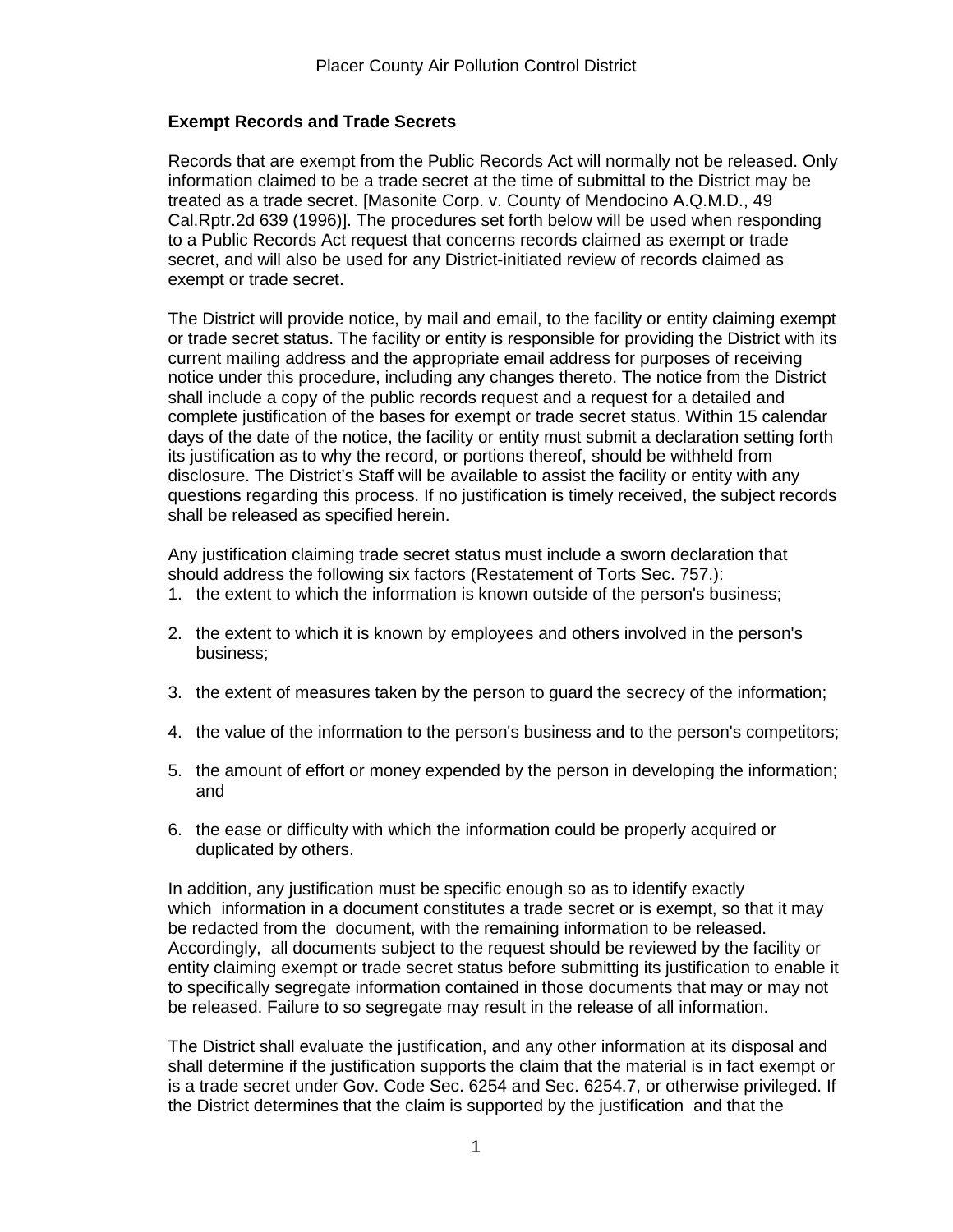## Exempt Records and Trade Secrets

Records that are exempt from the Public Records Act will normally not be released. Only information claimed to be a trade secret at the time of submittal to the District may be treated as a trade secret. [Masonite Corp. v. County of Mendocino A.Q.M.D., 49 Cal.Rptr.2d 639 (1996)]. The procedures set forth below will be used when responding to a Public Records Act request that concerns records claimed as exempt or trade secret, and will also be used for any District-initiated review of records claimed as exempt or trade secret.

The District will provide notice, by mail and email, to the facility or entity claiming exempt or trade secret status. The facility or entity is responsible for providing the District with its current mailing address and the appropriate email address for purposes of receiving notice under this procedure, including any changes thereto. The notice from the District shall include a copy of the public records request and a request for a detailed and complete justification of the bases for exempt or trade secret status. Within 15 calendar days of the date of the notice, the facility or entity must submit a declaration setting forth its justification as to why the record, or portions thereof, should be withheld from disclosure. The District's Staff will be available to assist the facility or entity with any questions regarding this process. If no justification is timely received, the subject records shall be released as specified herein.

Any justification claiming trade secret status must include a sworn declaration that should address the following six factors (Restatement of Torts Sec. 757.):

1. the extent to which the information is known outside of the person's business;
2. the extent to which it is known by employees and others involved in the person's business;
3. the extent of measures taken by the person to guard the secrecy of the information;
4. the value of the information to the person's business and to the person's competitors;
5. the amount of effort or money expended by the person in developing the information; and
6. the ease or difficulty with which the information could be properly acquired or duplicated by others.

In addition, any justification must be specific enough so as to identify exactly which information in a document constitutes a trade secret or is exempt, so that it may be redacted from the document, with the remaining information to be released. Accordingly, all documents subject to the request should be reviewed by the facility or entity claiming exempt or trade secret status before submitting its justification to enable it to specifically segregate information contained in those documents that may or may not be released. Failure to so segregate may result in the release of all information.

The District shall evaluate the justification, and any other information at its disposal and shall determine if the justification supports the claim that the material is in fact exempt or is a trade secret under Gov. Code Sec. 6254 and Sec. 6254.7, or otherwise privileged. If the District determines that the claim is supported by the justification and that the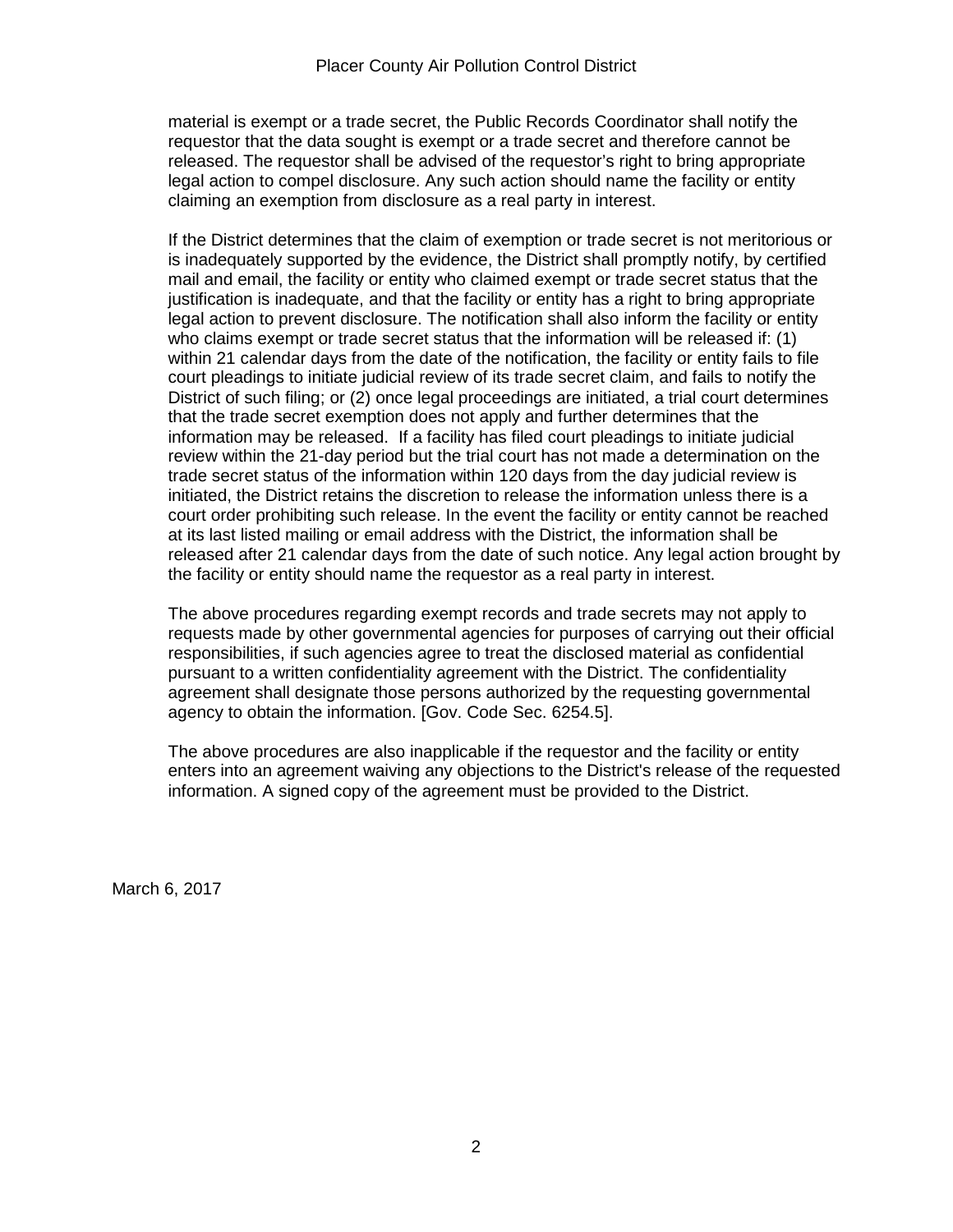material is exempt or a trade secret, the Public Records Coordinator shall notify the requestor that the data sought is exempt or a trade secret and therefore cannot be released. The requestor shall be advised of the requestor's right to bring appropriate legal action to compel disclosure. Any such action should name the facility or entity claiming an exemption from disclosure as a real party in interest.

If the District determines that the claim of exemption or trade secret is not meritorious or is inadequately supported by the evidence, the District shall promptly notify, by certified mail and email, the facility or entity who claimed exempt or trade secret status that the justification is inadequate, and that the facility or entity has a right to bring appropriate legal action to prevent disclosure. The notification shall also inform the facility or entity who claims exempt or trade secret status that the information will be released if: (1) within 21 calendar days from the date of the notification, the facility or entity fails to file court pleadings to initiate judicial review of its trade secret claim, and fails to notify the District of such filing; or (2) once legal proceedings are initiated, a trial court determines that the trade secret exemption does not apply and further determines that the information may be released. If a facility has filed court pleadings to initiate judicial review within the 21-day period but the trial court has not made a determination on the trade secret status of the information within 120 days from the day judicial review is initiated, the District retains the discretion to release the information unless there is a court order prohibiting such release. In the event the facility or entity cannot be reached at its last listed mailing or email address with the District, the information shall be released after 21 calendar days from the date of such notice. Any legal action brought by the facility or entity should name the requestor as a real party in interest.

The above procedures regarding exempt records and trade secrets may not apply to requests made by other governmental agencies for purposes of carrying out their official responsibilities, if such agencies agree to treat the disclosed material as confidential pursuant to a written confidentiality agreement with the District. The confidentiality agreement shall designate those persons authorized by the requesting governmental agency to obtain the information. [Gov. Code Sec. 6254.5].

The above procedures are also inapplicable if the requestor and the facility or entity enters into an agreement waiving any objections to the District's release of the requested information. A signed copy of the agreement must be provided to the District.

March 6, 2017